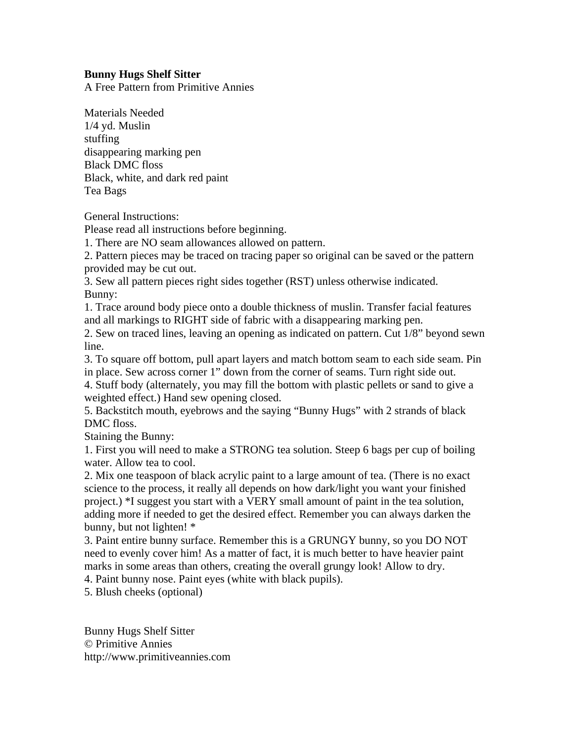**Bunny Hugs Shelf Sitter**

A Free Pattern from Primitive Annies

Materials Needed

1/4 yd. Muslin

stuffing

disappearing marking pen

Black DMC floss

Black, white, and dark red paint

Tea Bags

General Instructions:

Please read all instructions before beginning.

1. There are NO seam allowances allowed on pattern.
2. Pattern pieces may be traced on tracing paper so original can be saved or the pattern provided may be cut out.
3. Sew all pattern pieces right sides together (RST) unless otherwise indicated.

Bunny:

1. Trace around body piece onto a double thickness of muslin. Transfer facial features and all markings to RIGHT side of fabric with a disappearing marking pen.
2. Sew on traced lines, leaving an opening as indicated on pattern. Cut 1/8" beyond sewn line.
3. To square off bottom, pull apart layers and match bottom seam to each side seam. Pin in place. Sew across corner 1" down from the corner of seams. Turn right side out.
4. Stuff body (alternately, you may fill the bottom with plastic pellets or sand to give a weighted effect.) Hand sew opening closed.
5. Backstitch mouth, eyebrows and the saying "Bunny Hugs" with 2 strands of black DMC floss.

Staining the Bunny:

1. First you will need to make a STRONG tea solution. Steep 6 bags per cup of boiling water. Allow tea to cool.
2. Mix one teaspoon of black acrylic paint to a large amount of tea. (There is no exact science to the process, it really all depends on how dark/light you want your finished project.) *I suggest you start with a VERY small amount of paint in the tea solution, adding more if needed to get the desired effect. Remember you can always darken the bunny, but not lighten! *
3. Paint entire bunny surface. Remember this is a GRUNGY bunny, so you DO NOT need to evenly cover him! As a matter of fact, it is much better to have heavier paint marks in some areas than others, creating the overall grungy look! Allow to dry.
4. Paint bunny nose. Paint eyes (white with black pupils).
5. Blush cheeks (optional)

Bunny Hugs Shelf Sitter

© Primitive Annies

http://www.primitiveannies.com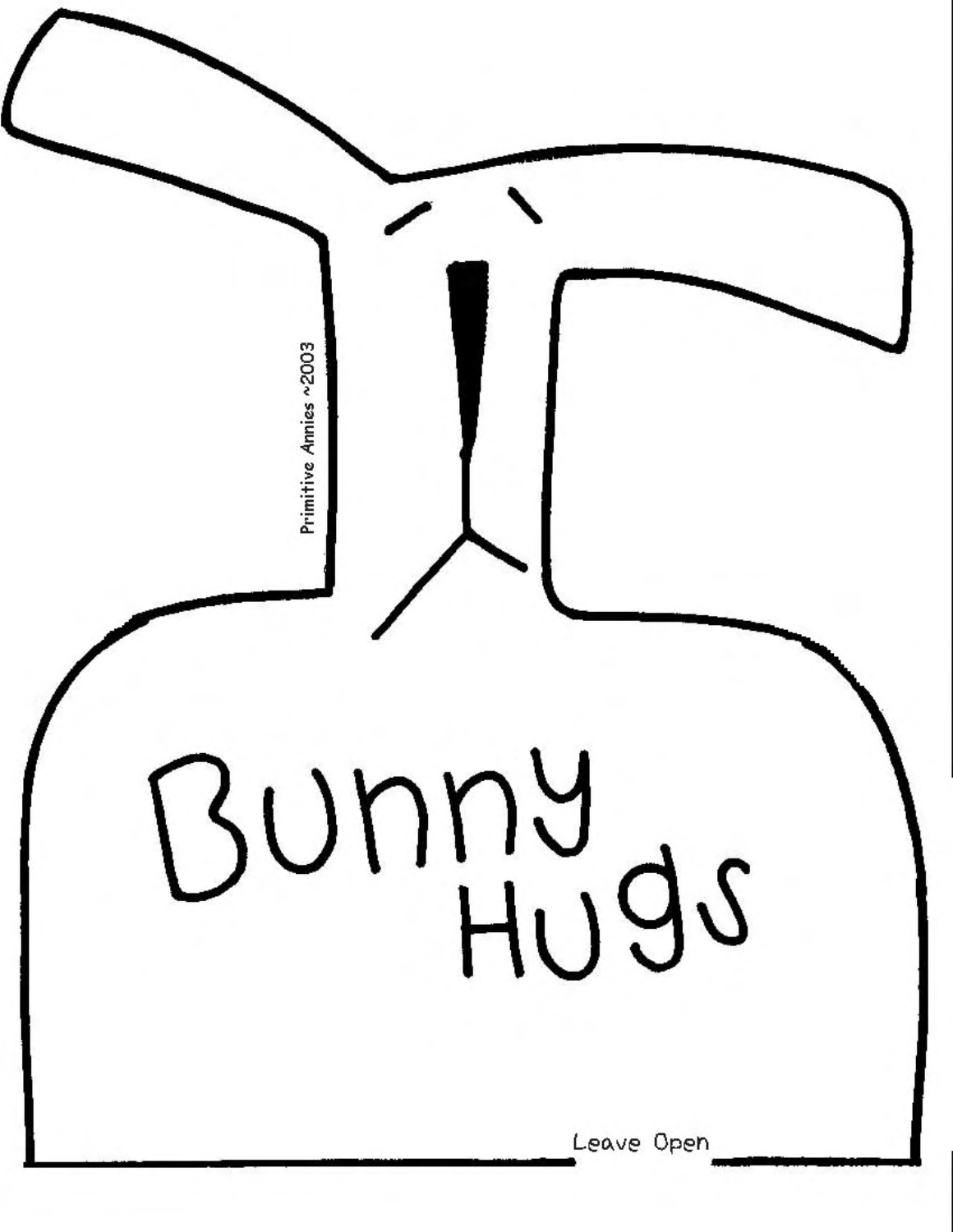Primitive Annies ~2003

Bunny Hugs

Leave Open